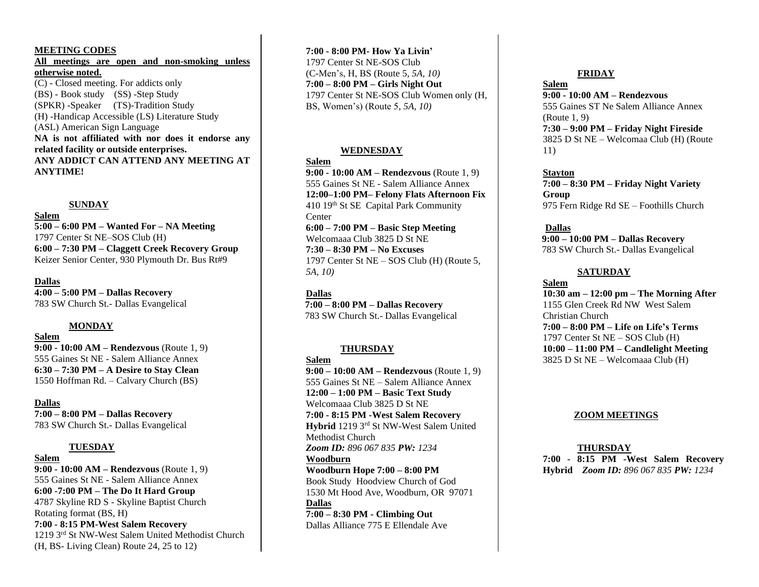## MEETING CODES

**All meetings are open and non-smoking unless otherwise noted.**

(C) - Closed meeting. For addicts only
(BS) - Book study (SS) -Step Study
(SPKR) -Speaker (TS)-Tradition Study
(H) -Handicap Accessible (LS) Literature Study
(ASL) American Sign Language

**NA is not affiliated with nor does it endorse any related facility or outside enterprises.**

**ANY ADDICT CAN ATTEND ANY MEETING AT ANYTIME!**

## SUNDAY

**Salem**

**5:00 – 6:00 PM – Wanted For – NA Meeting**
1797 Center St NE–SOS Club (H)

**6:00 – 7:30 PM – Claggett Creek Recovery Group**
Keizer Senior Center, 930 Plymouth Dr. Bus Rt#9

**Dallas**

**4:00 – 5:00 PM – Dallas Recovery**
783 SW Church St.- Dallas Evangelical

## MONDAY

**Salem**

**9:00 - 10:00 AM – Rendezvous** (Route 1, 9)
555 Gaines St NE - Salem Alliance Annex

**6:30 – 7:30 PM – A Desire to Stay Clean**
1550 Hoffman Rd. – Calvary Church (BS)

**Dallas**

**7:00 – 8:00 PM – Dallas Recovery**
783 SW Church St.- Dallas Evangelical

## TUESDAY

**Salem**

**9:00 - 10:00 AM – Rendezvous** (Route 1, 9)
555 Gaines St NE - Salem Alliance Annex

**6:00 -7:00 PM – The Do It Hard Group**
4787 Skyline RD S - Skyline Baptist Church
Rotating format (BS, H)

**7:00 - 8:15 PM-West Salem Recovery**
1219 3rd St NW-West Salem United Methodist Church
(H, BS- Living Clean) Route 24, 25 to 12)

**7:00 - 8:00 PM- How Ya Livin'**
1797 Center St NE-SOS Club
(C-Men's, H, BS (Route 5, *5A, 10)*

**7:00 – 8:00 PM – Girls Night Out**
1797 Center St NE-SOS Club Women only (H, BS, Women's) (Route 5*, 5A, 10)*

## WEDNESDAY

**Salem**

**9:00 - 10:00 AM – Rendezvous** (Route 1, 9)
555 Gaines St NE - Salem Alliance Annex

**12:00–1:00 PM– Felony Flats Afternoon Fix**
410 19th St SE Capital Park Community Center

**6:00 – 7:00 PM – Basic Step Meeting**
Welcomaaa Club 3825 D St NE

**7:30 – 8:30 PM – No Excuses**
1797 Center St NE – SOS Club (H) (Route 5, *5A, 10)*

**Dallas**

**7:00 – 8:00 PM – Dallas Recovery**
783 SW Church St.- Dallas Evangelical

## THURSDAY

**Salem**

**9:00 – 10:00 AM – Rendezvous** (Route 1, 9)
555 Gaines St NE – Salem Alliance Annex

**12:00 – 1:00 PM – Basic Text Study**
Welcomaaa Club 3825 D St NE

**7:00 - 8:15 PM -West Salem Recovery Hybrid** 1219 3rd St NW-West Salem United Methodist Church
***Zoom ID:*** *896 067 835* ***PW:*** *1234*

**Woodburn**

**Woodburn Hope 7:00 – 8:00 PM**
Book Study Hoodview Church of God
1530 Mt Hood Ave, Woodburn, OR 97071

**Dallas**

**7:00 – 8:30 PM - Climbing Out**
Dallas Alliance 775 E Ellendale Ave

## FRIDAY

**Salem**

**9:00 - 10:00 AM – Rendezvous**
555 Gaines ST Ne Salem Alliance Annex (Route 1, 9)

**7:30 – 9:00 PM – Friday Night Fireside**
3825 D St NE – Welcomaa Club (H) (Route 11)

**Stayton**

**7:00 – 8:30 PM – Friday Night Variety Group**
975 Fern Ridge Rd SE – Foothills Church

**Dallas**

**9:00 – 10:00 PM – Dallas Recovery**
783 SW Church St.- Dallas Evangelical

## SATURDAY

**Salem**

**10:30 am – 12:00 pm – The Morning After**
1155 Glen Creek Rd NW West Salem Christian Church

**7:00 – 8:00 PM – Life on Life's Terms**
1797 Center St NE – SOS Club (H)

**10:00 – 11:00 PM – Candlelight Meeting**
3825 D St NE – Welcomaaa Club (H)

## ZOOM MEETINGS

### THURSDAY

**7:00 - 8:15 PM -West Salem Recovery Hybrid** ***Zoom ID:*** *896 067 835* ***PW:*** *1234*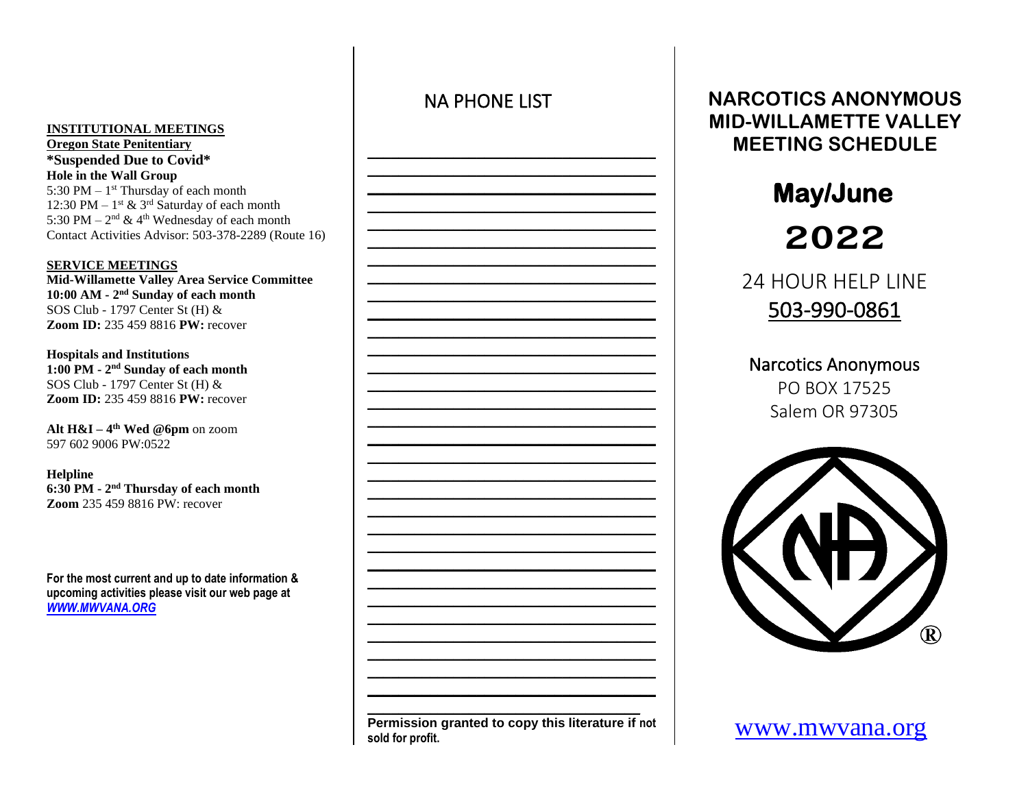**INSTITUTIONAL MEETINGS**

**Oregon State Penitentiary**

**\*Suspended Due to Covid\***

**Hole in the Wall Group**

5:30 PM – 1st Thursday of each month
12:30 PM – 1st & 3rd Saturday of each month
5:30 PM – 2nd & 4th Wednesday of each month
Contact Activities Advisor: 503-378-2289 (Route 16)

**SERVICE MEETINGS**

**Mid-Willamette Valley Area Service Committee**
**10:00 AM - 2nd Sunday of each month**
SOS Club - 1797 Center St (H) &
**Zoom ID:** 235 459 8816 **PW:** recover

**Hospitals and Institutions**
**1:00 PM - 2nd Sunday of each month**
SOS Club - 1797 Center St (H) &
**Zoom ID:** 235 459 8816 **PW:** recover

**Alt H&I – 4th Wed @6pm** on zoom
597 602 9006 PW:0522

**Helpline**
**6:30 PM - 2nd Thursday of each month**
**Zoom** 235 459 8816 PW: recover

**For the most current and up to date information & upcoming activities please visit our web page at *WWW.MWVANA.ORG***

## NA PHONE LIST

\_\_\_\_\_\_\_\_\_\_\_\_\_\_\_\_\_\_\_\_\_\_\_\_\_\_\_\_\_\_\_\_\_\_\_\_\_\_\_\_

**Permission granted to copy this literature if not sold for profit.**

# NARCOTICS ANONYMOUS MID-WILLAMETTE VALLEY MEETING SCHEDULE

## May/June

## 2022

24 HOUR HELP LINE
503-990-0861

Narcotics Anonymous
PO BOX 17525
Salem OR 97305

www.mwvana.org